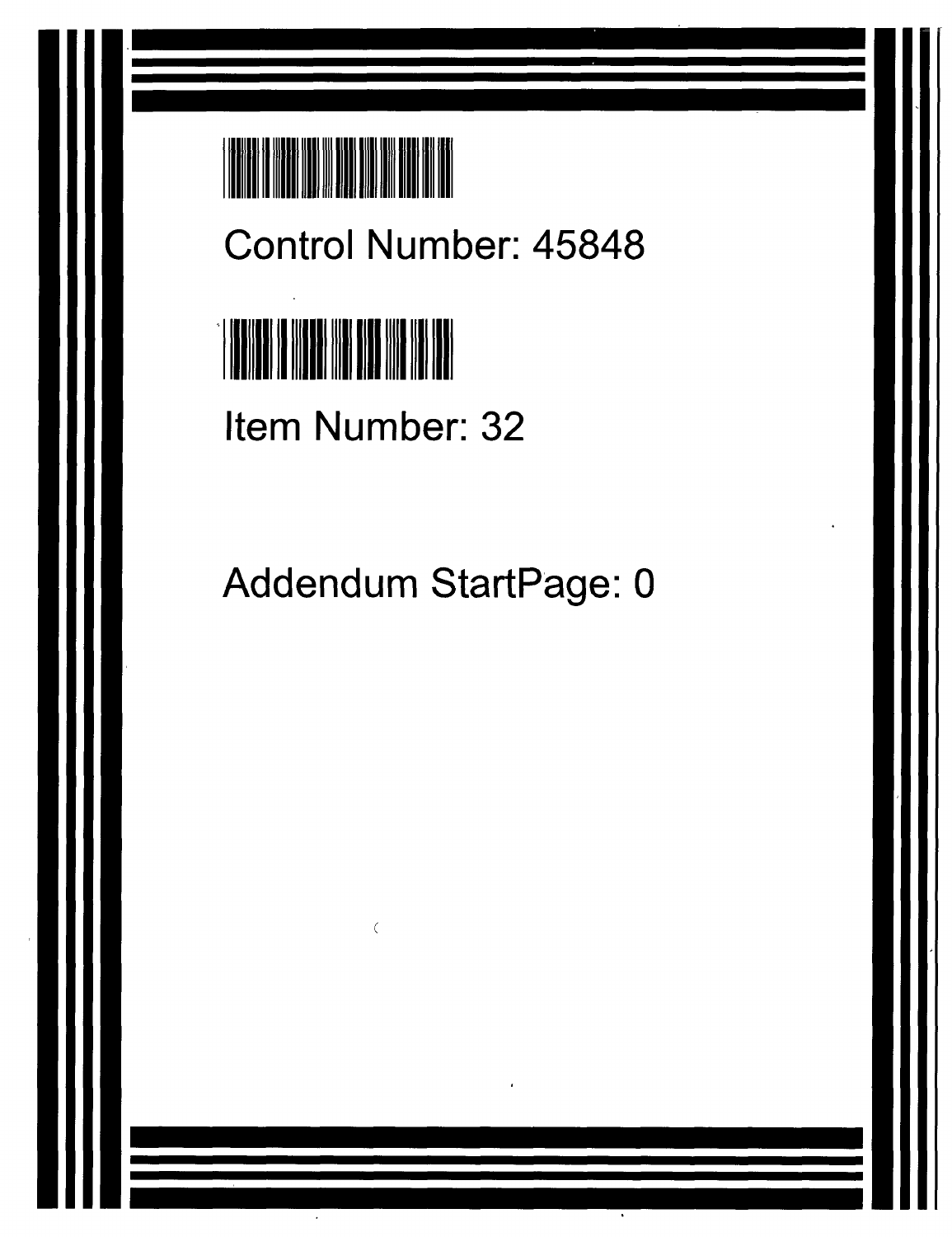Control Number: 45848

Item Number: 32

Addendum StartPage: 0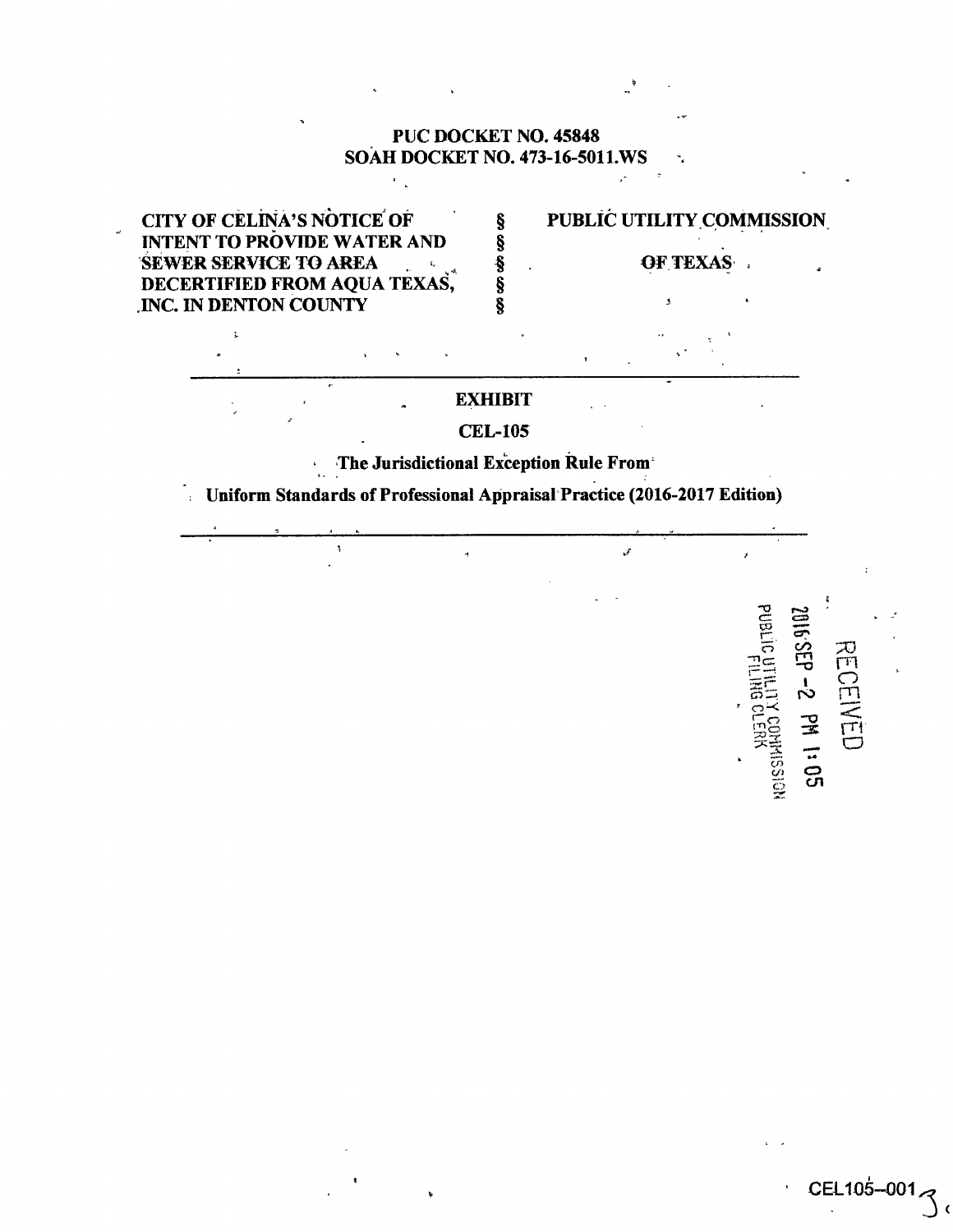**PUC DOCKET NO. 45848**
**SOAH DOCKET NO. 473-16-5011.WS**

| | | |
|---|---|---|
| **CITY OF CELINA'S NOTICE OF INTENT TO PROVIDE WATER AND SEWER SERVICE TO AREA DECERTIFIED FROM AQUA TEXAS, INC. IN DENTON COUNTY** | §<br>§<br>§<br>§<br>§ | **PUBLIC UTILITY COMMISSION OF TEXAS** |

---

**EXHIBIT**

**CEL-105**

**The Jurisdictional Exception Rule From**

**Uniform Standards of Professional Appraisal Practice (2016-2017 Edition)**

---

RECEIVED
2016 SEP -2 PM 1:05
PUBLIC UTILITY COMMISSION
FILING CLERK

CEL105--001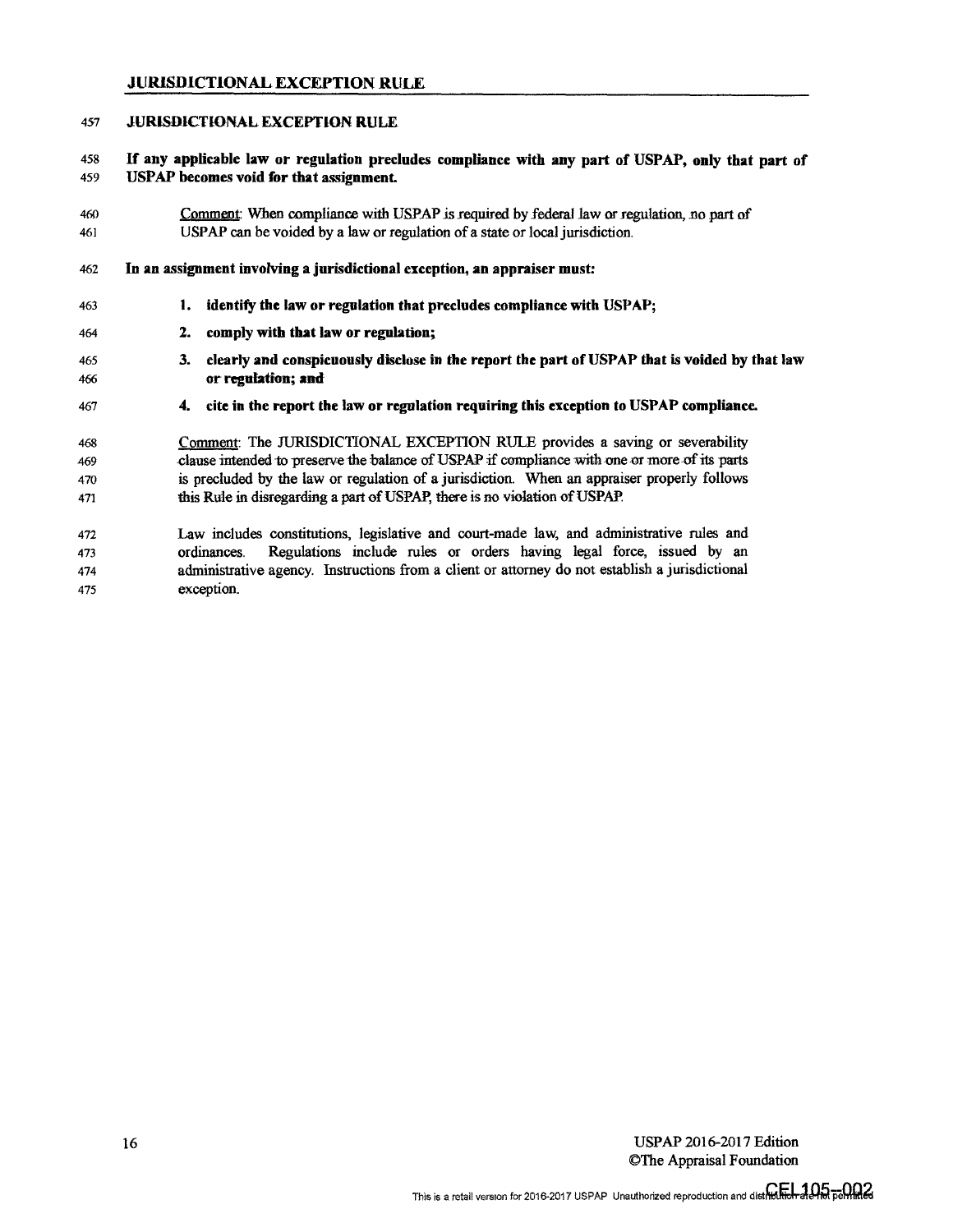## JURISDICTIONAL EXCEPTION RULE

**If any applicable law or regulation precludes compliance with any part of USPAP, only that part of USPAP becomes void for that assignment.**

Comment: When compliance with USPAP is required by federal law or regulation, no part of USPAP can be voided by a law or regulation of a state or local jurisdiction.

**In an assignment involving a jurisdictional exception, an appraiser must:**

1. **identify the law or regulation that precludes compliance with USPAP;**
2. **comply with that law or regulation;**
3. **clearly and conspicuously disclose in the report the part of USPAP that is voided by that law or regulation; and**
4. **cite in the report the law or regulation requiring this exception to USPAP compliance.**

Comment: The JURISDICTIONAL EXCEPTION RULE provides a saving or severability clause intended to preserve the balance of USPAP if compliance with one or more of its parts is precluded by the law or regulation of a jurisdiction. When an appraiser properly follows this Rule in disregarding a part of USPAP, there is no violation of USPAP.

Law includes constitutions, legislative and court-made law, and administrative rules and ordinances. Regulations include rules or orders having legal force, issued by an administrative agency. Instructions from a client or attorney do not establish a jurisdictional exception.